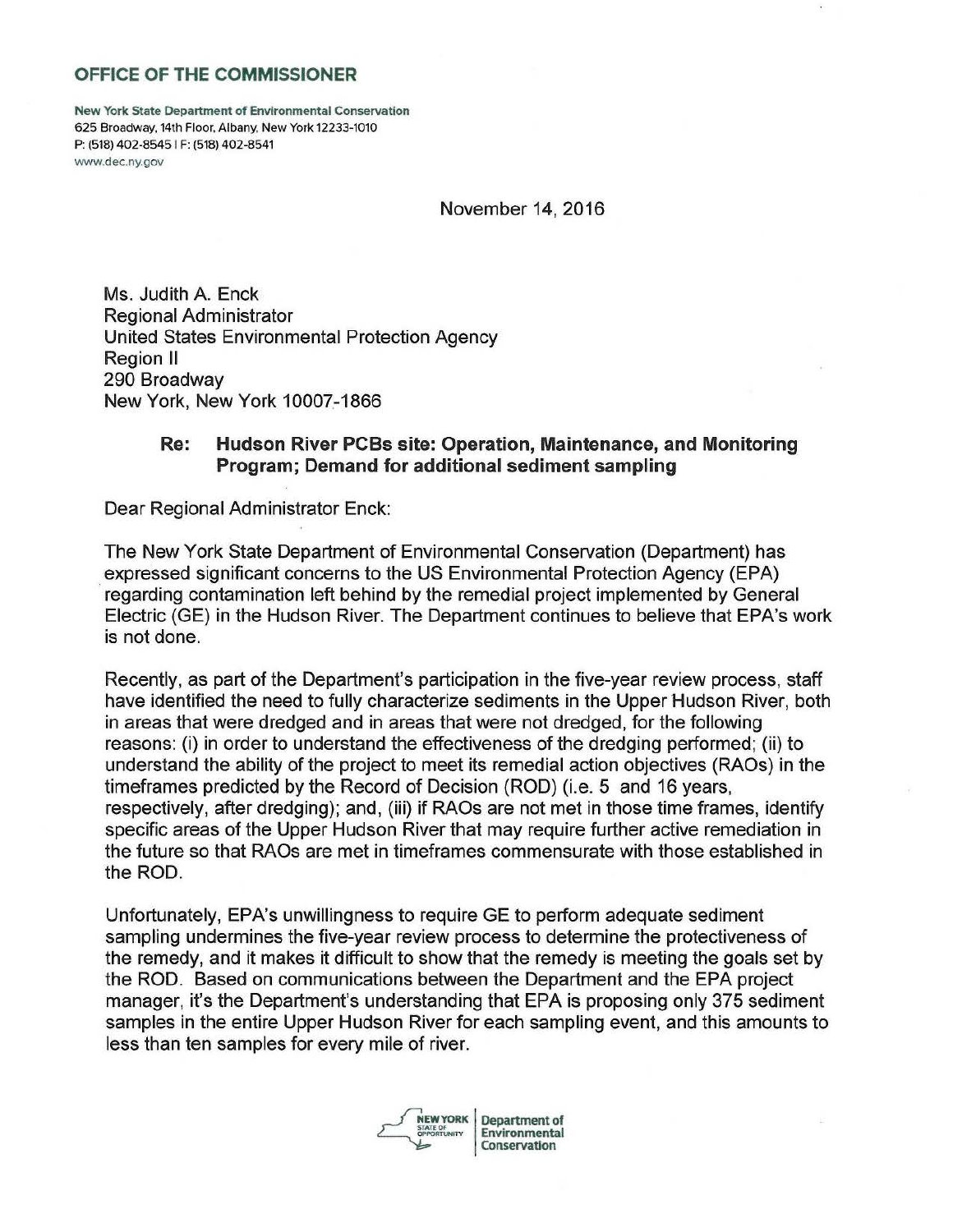**OFFICE OF THE COMMISSIONER**

New York State Department of Environmental Conservation
625 Broadway, 14th Floor, Albany, New York 12233-1010
P: (518) 402-8545 | F: (518) 402-8541
www.dec.ny.gov

November 14, 2016

Ms. Judith A. Enck
Regional Administrator
United States Environmental Protection Agency
Region II
290 Broadway
New York, New York 10007-1866

**Re: Hudson River PCBs site: Operation, Maintenance, and Monitoring Program; Demand for additional sediment sampling**

Dear Regional Administrator Enck:

The New York State Department of Environmental Conservation (Department) has expressed significant concerns to the US Environmental Protection Agency (EPA) regarding contamination left behind by the remedial project implemented by General Electric (GE) in the Hudson River. The Department continues to believe that EPA's work is not done.

Recently, as part of the Department's participation in the five-year review process, staff have identified the need to fully characterize sediments in the Upper Hudson River, both in areas that were dredged and in areas that were not dredged, for the following reasons: (i) in order to understand the effectiveness of the dredging performed; (ii) to understand the ability of the project to meet its remedial action objectives (RAOs) in the timeframes predicted by the Record of Decision (ROD) (i.e. 5 and 16 years, respectively, after dredging); and, (iii) if RAOs are not met in those time frames, identify specific areas of the Upper Hudson River that may require further active remediation in the future so that RAOs are met in timeframes commensurate with those established in the ROD.

Unfortunately, EPA's unwillingness to require GE to perform adequate sediment sampling undermines the five-year review process to determine the protectiveness of the remedy, and it makes it difficult to show that the remedy is meeting the goals set by the ROD. Based on communications between the Department and the EPA project manager, it's the Department's understanding that EPA is proposing only 375 sediment samples in the entire Upper Hudson River for each sampling event, and this amounts to less than ten samples for every mile of river.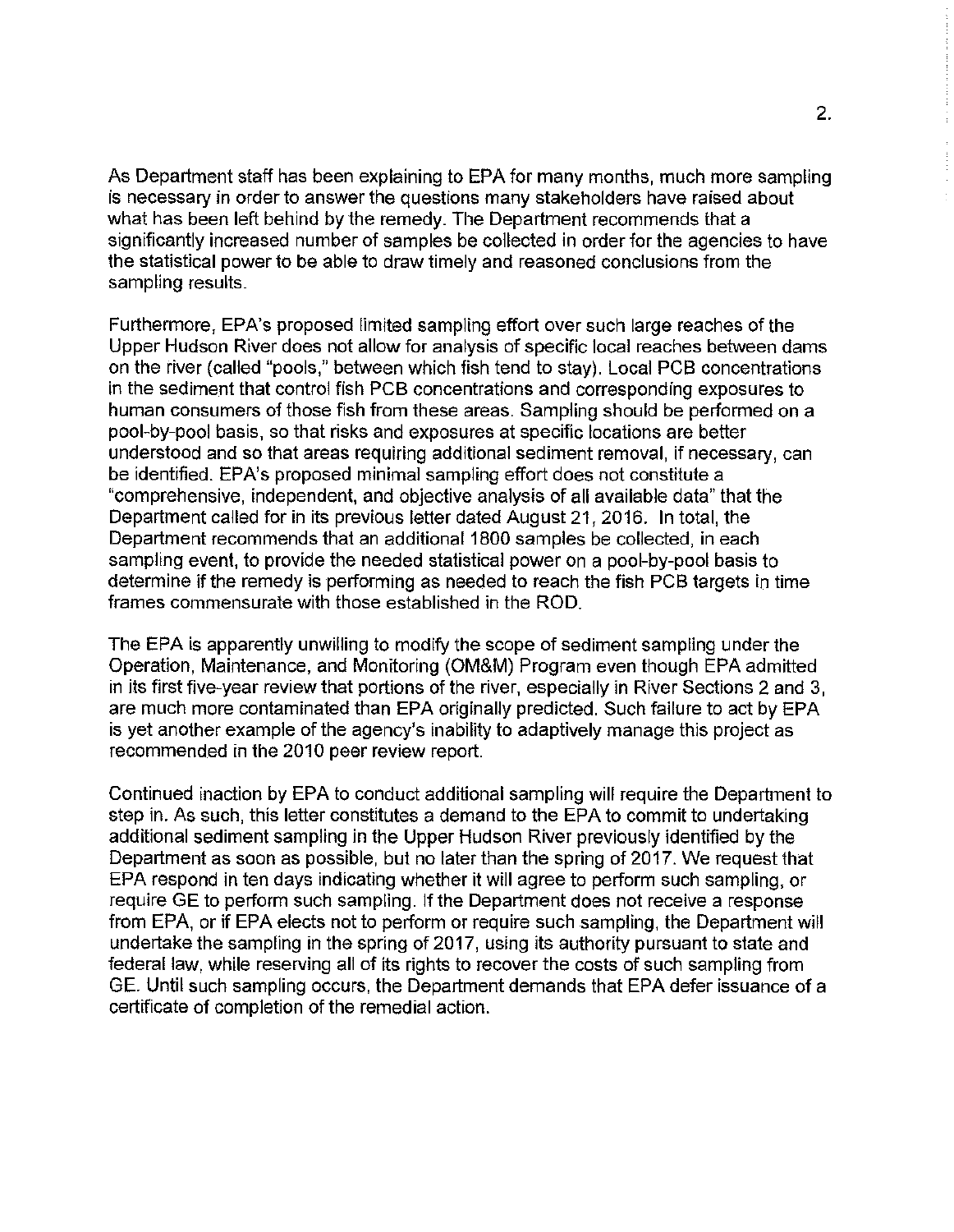As Department staff has been explaining to EPA for many months, much more sampling is necessary in order to answer the questions many stakeholders have raised about what has been left behind by the remedy. The Department recommends that a significantly increased number of samples be collected in order for the agencies to have the statistical power to be able to draw timely and reasoned conclusions from the sampling results.

Furthermore, EPA's proposed limited sampling effort over such large reaches of the Upper Hudson River does not allow for analysis of specific local reaches between dams on the river (called "pools," between which fish tend to stay). Local PCB concentrations in the sediment that control fish PCB concentrations and corresponding exposures to human consumers of those fish from these areas. Sampling should be performed on a pool-by-pool basis, so that risks and exposures at specific locations are better understood and so that areas requiring additional sediment removal, if necessary, can be identified. EPA's proposed minimal sampling effort does not constitute a "comprehensive, independent, and objective analysis of all available data" that the Department called for in its previous letter dated August 21, 2016. In total, the Department recommends that an additional 1800 samples be collected, in each sampling event, to provide the needed statistical power on a pool-by-pool basis to determine if the remedy is performing as needed to reach the fish PCB targets in time frames commensurate with those established in the ROD.

The EPA is apparently unwilling to modify the scope of sediment sampling under the Operation, Maintenance, and Monitoring (OM&M) Program even though EPA admitted in its first five-year review that portions of the river, especially in River Sections 2 and 3, are much more contaminated than EPA originally predicted. Such failure to act by EPA is yet another example of the agency's inability to adaptively manage this project as recommended in the 2010 peer review report.

Continued inaction by EPA to conduct additional sampling will require the Department to step in. As such, this letter constitutes a demand to the EPA to commit to undertaking additional sediment sampling in the Upper Hudson River previously identified by the Department as soon as possible, but no later than the spring of 2017. We request that EPA respond in ten days indicating whether it will agree to perform such sampling, or require GE to perform such sampling. If the Department does not receive a response from EPA, or if EPA elects not to perform or require such sampling, the Department will undertake the sampling in the spring of 2017, using its authority pursuant to state and federal law, while reserving all of its rights to recover the costs of such sampling from GE. Until such sampling occurs, the Department demands that EPA defer issuance of a certificate of completion of the remedial action.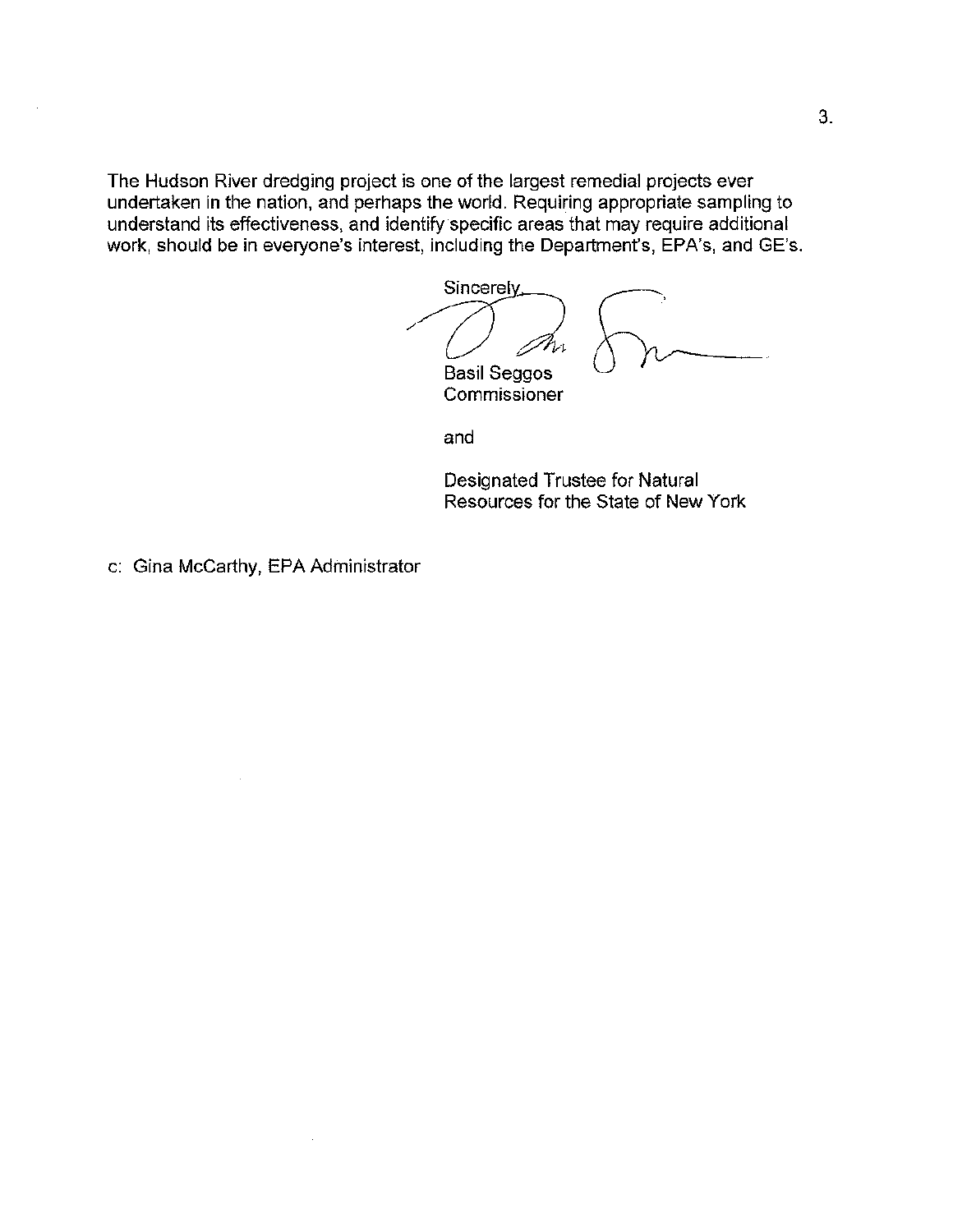The Hudson River dredging project is one of the largest remedial projects ever undertaken in the nation, and perhaps the world. Requiring appropriate sampling to understand its effectiveness, and identify specific areas that may require additional work, should be in everyone's interest, including the Department's, EPA's, and GE's.

Sincerely,

Basil Seggos
Commissioner

and

Designated Trustee for Natural Resources for the State of New York

c: Gina McCarthy, EPA Administrator